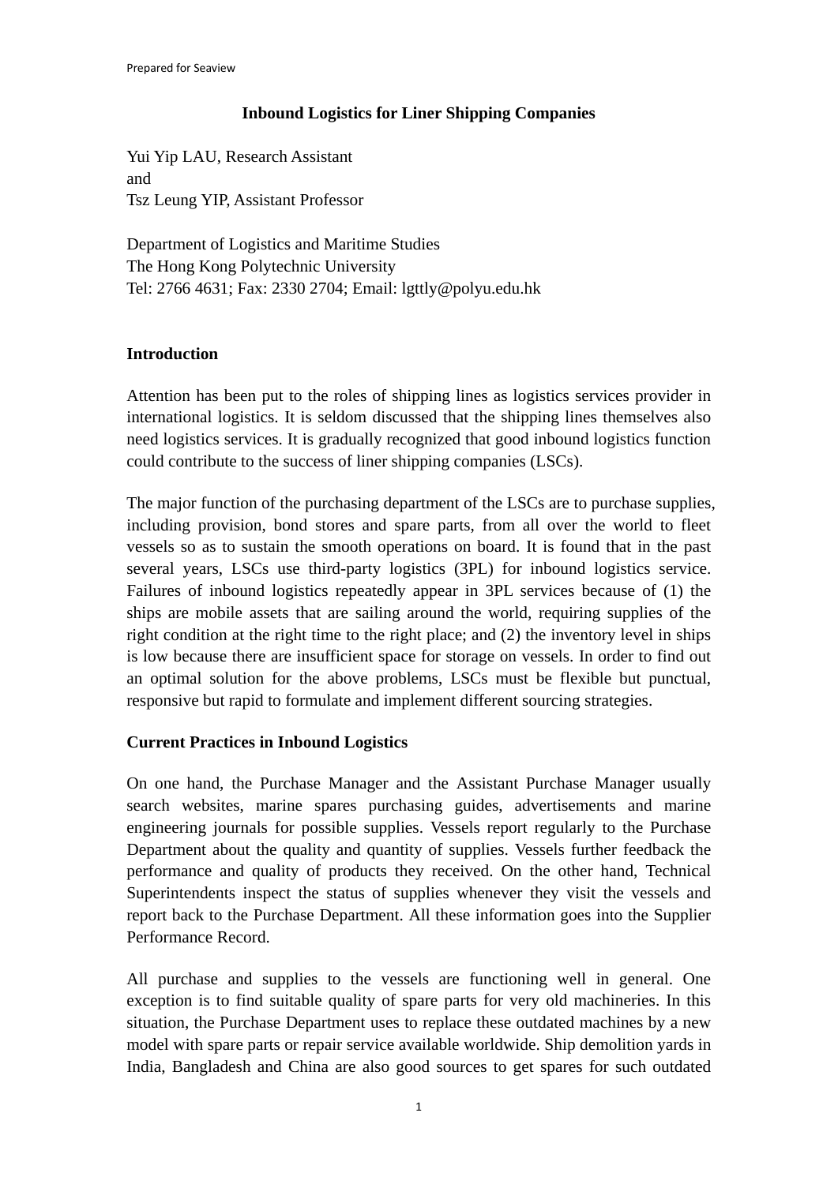# Inbound Logistics for Liner Shipping Companies

Yui Yip LAU, Research Assistant
and
Tsz Leung YIP, Assistant Professor

Department of Logistics and Maritime Studies
The Hong Kong Polytechnic University
Tel: 2766 4631; Fax: 2330 2704; Email: lgttly@polyu.edu.hk

## Introduction

Attention has been put to the roles of shipping lines as logistics services provider in international logistics. It is seldom discussed that the shipping lines themselves also need logistics services. It is gradually recognized that good inbound logistics function could contribute to the success of liner shipping companies (LSCs).

The major function of the purchasing department of the LSCs are to purchase supplies, including provision, bond stores and spare parts, from all over the world to fleet vessels so as to sustain the smooth operations on board. It is found that in the past several years, LSCs use third-party logistics (3PL) for inbound logistics service. Failures of inbound logistics repeatedly appear in 3PL services because of (1) the ships are mobile assets that are sailing around the world, requiring supplies of the right condition at the right time to the right place; and (2) the inventory level in ships is low because there are insufficient space for storage on vessels. In order to find out an optimal solution for the above problems, LSCs must be flexible but punctual, responsive but rapid to formulate and implement different sourcing strategies.

## Current Practices in Inbound Logistics

On one hand, the Purchase Manager and the Assistant Purchase Manager usually search websites, marine spares purchasing guides, advertisements and marine engineering journals for possible supplies. Vessels report regularly to the Purchase Department about the quality and quantity of supplies. Vessels further feedback the performance and quality of products they received. On the other hand, Technical Superintendents inspect the status of supplies whenever they visit the vessels and report back to the Purchase Department. All these information goes into the Supplier Performance Record.

All purchase and supplies to the vessels are functioning well in general. One exception is to find suitable quality of spare parts for very old machineries. In this situation, the Purchase Department uses to replace these outdated machines by a new model with spare parts or repair service available worldwide. Ship demolition yards in India, Bangladesh and China are also good sources to get spares for such outdated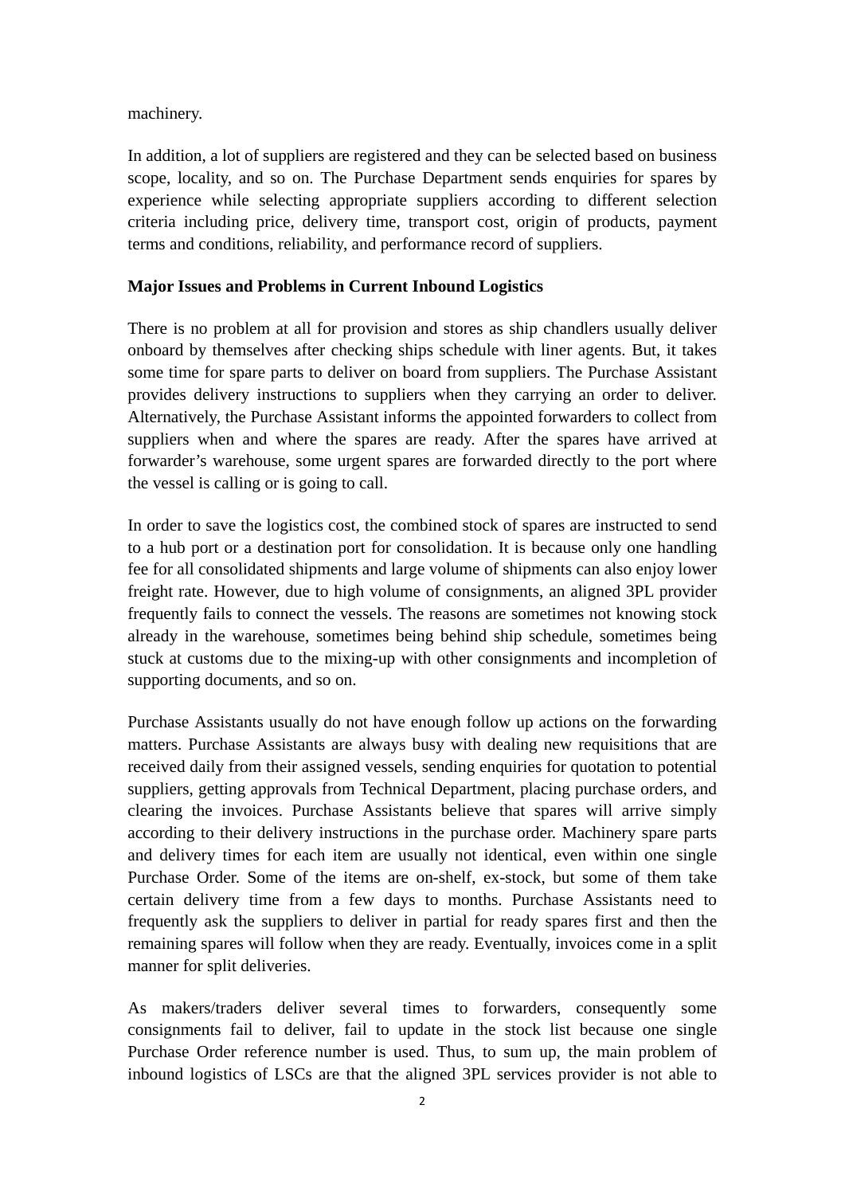machinery.

In addition, a lot of suppliers are registered and they can be selected based on business scope, locality, and so on. The Purchase Department sends enquiries for spares by experience while selecting appropriate suppliers according to different selection criteria including price, delivery time, transport cost, origin of products, payment terms and conditions, reliability, and performance record of suppliers.

**Major Issues and Problems in Current Inbound Logistics**

There is no problem at all for provision and stores as ship chandlers usually deliver onboard by themselves after checking ships schedule with liner agents. But, it takes some time for spare parts to deliver on board from suppliers. The Purchase Assistant provides delivery instructions to suppliers when they carrying an order to deliver. Alternatively, the Purchase Assistant informs the appointed forwarders to collect from suppliers when and where the spares are ready. After the spares have arrived at forwarder's warehouse, some urgent spares are forwarded directly to the port where the vessel is calling or is going to call.

In order to save the logistics cost, the combined stock of spares are instructed to send to a hub port or a destination port for consolidation. It is because only one handling fee for all consolidated shipments and large volume of shipments can also enjoy lower freight rate. However, due to high volume of consignments, an aligned 3PL provider frequently fails to connect the vessels. The reasons are sometimes not knowing stock already in the warehouse, sometimes being behind ship schedule, sometimes being stuck at customs due to the mixing-up with other consignments and incompletion of supporting documents, and so on.

Purchase Assistants usually do not have enough follow up actions on the forwarding matters. Purchase Assistants are always busy with dealing new requisitions that are received daily from their assigned vessels, sending enquiries for quotation to potential suppliers, getting approvals from Technical Department, placing purchase orders, and clearing the invoices. Purchase Assistants believe that spares will arrive simply according to their delivery instructions in the purchase order. Machinery spare parts and delivery times for each item are usually not identical, even within one single Purchase Order. Some of the items are on-shelf, ex-stock, but some of them take certain delivery time from a few days to months. Purchase Assistants need to frequently ask the suppliers to deliver in partial for ready spares first and then the remaining spares will follow when they are ready. Eventually, invoices come in a split manner for split deliveries.

As makers/traders deliver several times to forwarders, consequently some consignments fail to deliver, fail to update in the stock list because one single Purchase Order reference number is used. Thus, to sum up, the main problem of inbound logistics of LSCs are that the aligned 3PL services provider is not able to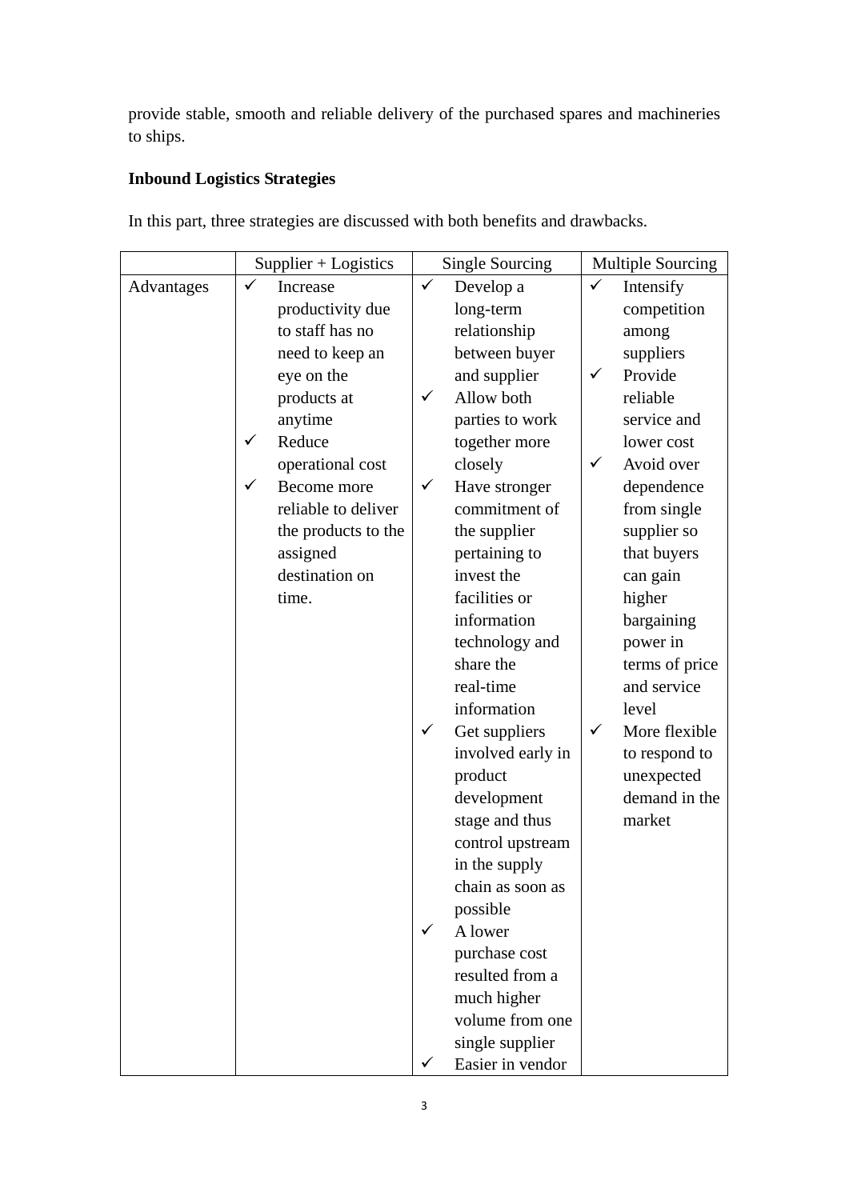provide stable, smooth and reliable delivery of the purchased spares and machineries to ships.

**Inbound Logistics Strategies**

In this part, three strategies are discussed with both benefits and drawbacks.

| | Supplier + Logistics | Single Sourcing | Multiple Sourcing |
|---|---|---|---|
| Advantages | ✓ Increase productivity due to staff has no need to keep an eye on the products at anytime<br>✓ Reduce operational cost<br>✓ Become more reliable to deliver the products to the assigned destination on time. | ✓ Develop a long-term relationship between buyer and supplier<br>✓ Allow both parties to work together more closely<br>✓ Have stronger commitment of the supplier pertaining to invest the facilities or information technology and share the real-time information<br>✓ Get suppliers involved early in product development stage and thus control upstream in the supply chain as soon as possible<br>✓ A lower purchase cost resulted from a much higher volume from one single supplier<br>✓ Easier in vendor | ✓ Intensify competition among suppliers<br>✓ Provide reliable service and lower cost<br>✓ Avoid over dependence from single supplier so that buyers can gain higher bargaining power in terms of price and service level<br>✓ More flexible to respond to unexpected demand in the market |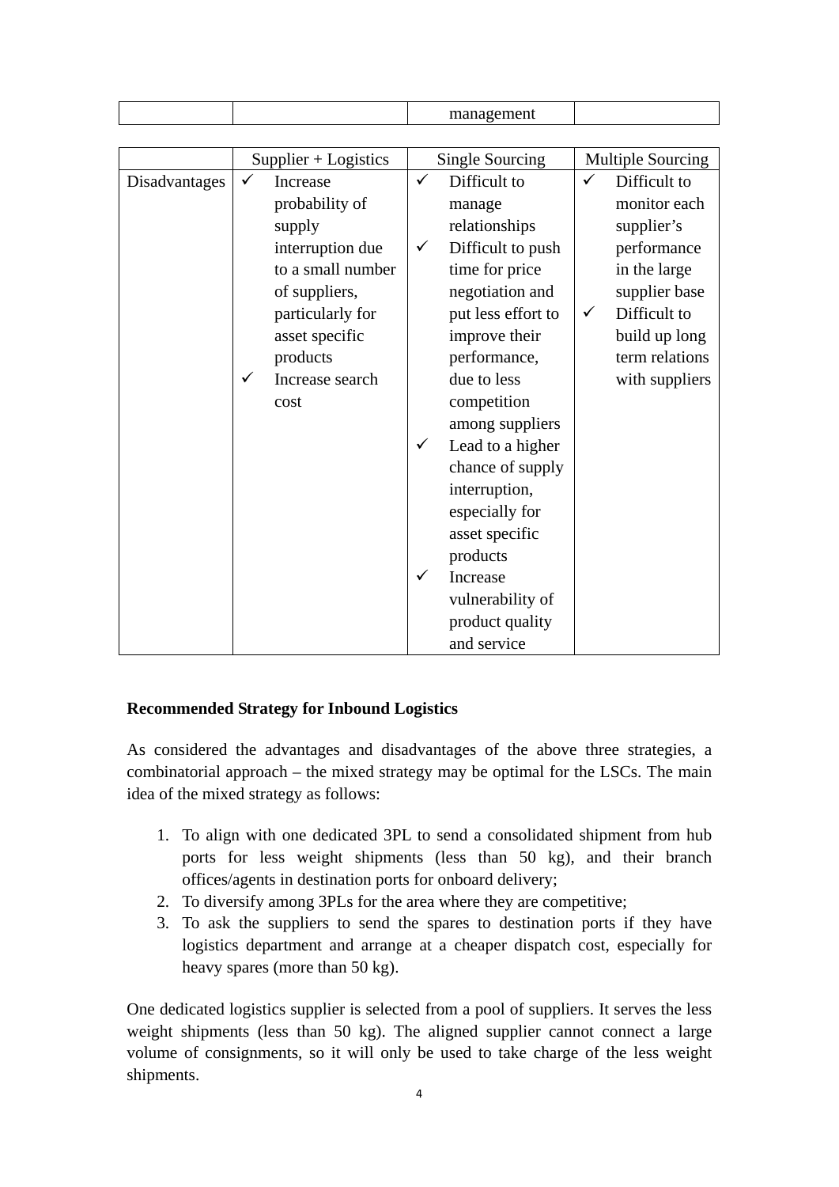| | | management | |
|---|---|---|---|

| | Supplier + Logistics | Single Sourcing | Multiple Sourcing |
|---|---|---|---|
| Disadvantages | ✓ Increase probability of supply interruption due to a small number of suppliers, particularly for asset specific products<br>✓ Increase search cost | ✓ Difficult to manage relationships<br>✓ Difficult to push time for price negotiation and put less effort to improve their performance, due to less competition among suppliers<br>✓ Lead to a higher chance of supply interruption, especially for asset specific products<br>✓ Increase vulnerability of product quality and service | ✓ Difficult to monitor each supplier's performance in the large supplier base<br>✓ Difficult to build up long term relations with suppliers |

**Recommended Strategy for Inbound Logistics**

As considered the advantages and disadvantages of the above three strategies, a combinatorial approach – the mixed strategy may be optimal for the LSCs. The main idea of the mixed strategy as follows:

1. To align with one dedicated 3PL to send a consolidated shipment from hub ports for less weight shipments (less than 50 kg), and their branch offices/agents in destination ports for onboard delivery;
2. To diversify among 3PLs for the area where they are competitive;
3. To ask the suppliers to send the spares to destination ports if they have logistics department and arrange at a cheaper dispatch cost, especially for heavy spares (more than 50 kg).

One dedicated logistics supplier is selected from a pool of suppliers. It serves the less weight shipments (less than 50 kg). The aligned supplier cannot connect a large volume of consignments, so it will only be used to take charge of the less weight shipments.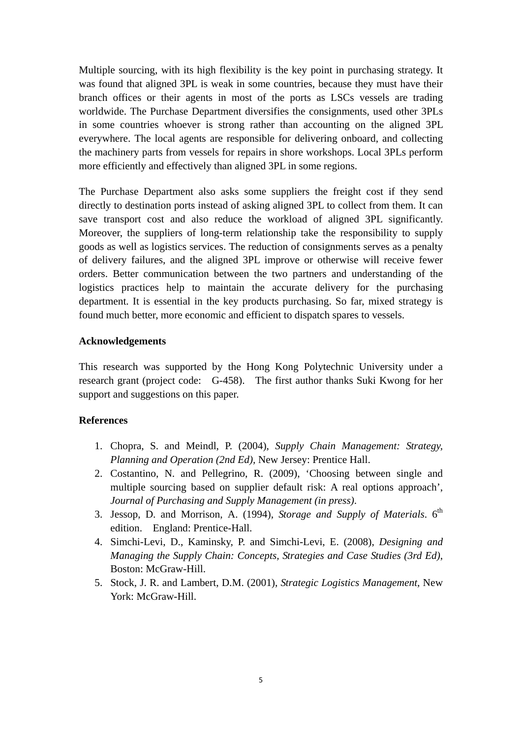Multiple sourcing, with its high flexibility is the key point in purchasing strategy. It was found that aligned 3PL is weak in some countries, because they must have their branch offices or their agents in most of the ports as LSCs vessels are trading worldwide. The Purchase Department diversifies the consignments, used other 3PLs in some countries whoever is strong rather than accounting on the aligned 3PL everywhere. The local agents are responsible for delivering onboard, and collecting the machinery parts from vessels for repairs in shore workshops. Local 3PLs perform more efficiently and effectively than aligned 3PL in some regions.

The Purchase Department also asks some suppliers the freight cost if they send directly to destination ports instead of asking aligned 3PL to collect from them. It can save transport cost and also reduce the workload of aligned 3PL significantly. Moreover, the suppliers of long-term relationship take the responsibility to supply goods as well as logistics services. The reduction of consignments serves as a penalty of delivery failures, and the aligned 3PL improve or otherwise will receive fewer orders. Better communication between the two partners and understanding of the logistics practices help to maintain the accurate delivery for the purchasing department. It is essential in the key products purchasing. So far, mixed strategy is found much better, more economic and efficient to dispatch spares to vessels.

**Acknowledgements**

This research was supported by the Hong Kong Polytechnic University under a research grant (project code: G-458). The first author thanks Suki Kwong for her support and suggestions on this paper.

**References**

1. Chopra, S. and Meindl, P. (2004), *Supply Chain Management: Strategy, Planning and Operation (2nd Ed)*, New Jersey: Prentice Hall.
2. Costantino, N. and Pellegrino, R. (2009), 'Choosing between single and multiple sourcing based on supplier default risk: A real options approach', *Journal of Purchasing and Supply Management (in press)*.
3. Jessop, D. and Morrison, A. (1994), *Storage and Supply of Materials*. 6th edition. England: Prentice-Hall.
4. Simchi-Levi, D., Kaminsky, P. and Simchi-Levi, E. (2008), *Designing and Managing the Supply Chain: Concepts, Strategies and Case Studies (3rd Ed)*, Boston: McGraw-Hill.
5. Stock, J. R. and Lambert, D.M. (2001), *Strategic Logistics Management*, New York: McGraw-Hill.